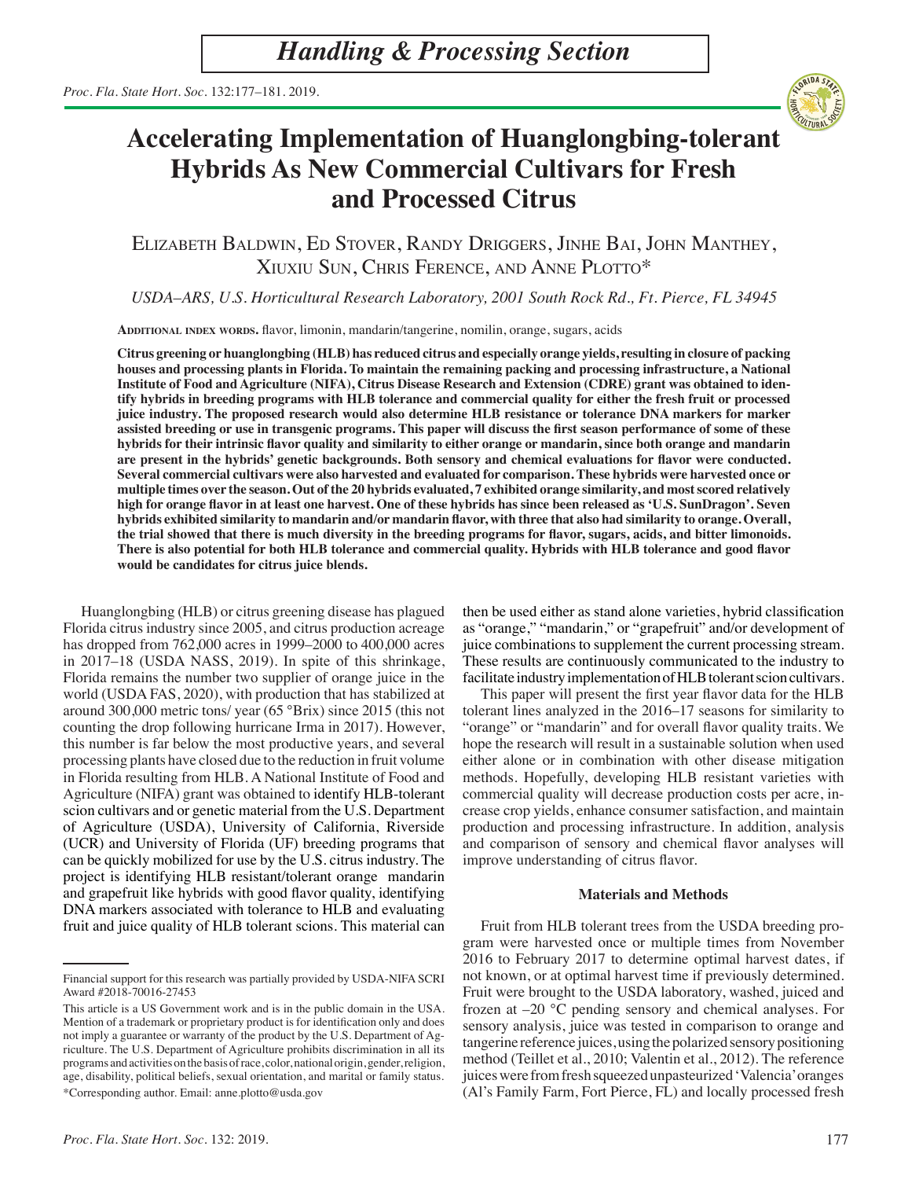# Handling & Processing Section

# Accelerating Implementation of Huanglongbing-tolerant Hybrids As New Commercial Cultivars for Fresh and Processed Citrus

Elizabeth Baldwin, Ed Stover, Randy Driggers, Jinhe Bai, John Manthey, Xiuxiu Sun, Chris Ference, and Anne Plotto*

*USDA–ARS, U.S. Horticultural Research Laboratory, 2001 South Rock Rd., Ft. Pierce, FL 34945*

**Additional index words.** flavor, limonin, mandarin/tangerine, nomilin, orange, sugars, acids

**Citrus greening or huanglongbing (HLB) has reduced citrus and especially orange yields, resulting in closure of packing houses and processing plants in Florida. To maintain the remaining packing and processing infrastructure, a National Institute of Food and Agriculture (NIFA), Citrus Disease Research and Extension (CDRE) grant was obtained to identify hybrids in breeding programs with HLB tolerance and commercial quality for either the fresh fruit or processed juice industry. The proposed research would also determine HLB resistance or tolerance DNA markers for marker assisted breeding or use in transgenic programs. This paper will discuss the first season performance of some of these hybrids for their intrinsic flavor quality and similarity to either orange or mandarin, since both orange and mandarin are present in the hybrids' genetic backgrounds. Both sensory and chemical evaluations for flavor were conducted. Several commercial cultivars were also harvested and evaluated for comparison. These hybrids were harvested once or multiple times over the season. Out of the 20 hybrids evaluated, 7 exhibited orange similarity, and most scored relatively high for orange flavor in at least one harvest. One of these hybrids has since been released as 'U.S. SunDragon'. Seven hybrids exhibited similarity to mandarin and/or mandarin flavor, with three that also had similarity to orange. Overall, the trial showed that there is much diversity in the breeding programs for flavor, sugars, acids, and bitter limonoids. There is also potential for both HLB tolerance and commercial quality. Hybrids with HLB tolerance and good flavor would be candidates for citrus juice blends.**

Huanglongbing (HLB) or citrus greening disease has plagued Florida citrus industry since 2005, and citrus production acreage has dropped from 762,000 acres in 1999–2000 to 400,000 acres in 2017–18 (USDA NASS, 2019). In spite of this shrinkage, Florida remains the number two supplier of orange juice in the world (USDA FAS, 2020), with production that has stabilized at around 300,000 metric tons/ year (65 °Brix) since 2015 (this not counting the drop following hurricane Irma in 2017). However, this number is far below the most productive years, and several processing plants have closed due to the reduction in fruit volume in Florida resulting from HLB. A National Institute of Food and Agriculture (NIFA) grant was obtained to identify HLB-tolerant scion cultivars and or genetic material from the U.S. Department of Agriculture (USDA), University of California, Riverside (UCR) and University of Florida (UF) breeding programs that can be quickly mobilized for use by the U.S. citrus industry. The project is identifying HLB resistant/tolerant orange mandarin and grapefruit like hybrids with good flavor quality, identifying DNA markers associated with tolerance to HLB and evaluating fruit and juice quality of HLB tolerant scions. This material can then be used either as stand alone varieties, hybrid classification as "orange," "mandarin," or "grapefruit" and/or development of juice combinations to supplement the current processing stream. These results are continuously communicated to the industry to facilitate industry implementation of HLB tolerant scion cultivars.

This paper will present the first year flavor data for the HLB tolerant lines analyzed in the 2016–17 seasons for similarity to "orange" or "mandarin" and for overall flavor quality traits. We hope the research will result in a sustainable solution when used either alone or in combination with other disease mitigation methods. Hopefully, developing HLB resistant varieties with commercial quality will decrease production costs per acre, increase crop yields, enhance consumer satisfaction, and maintain production and processing infrastructure. In addition, analysis and comparison of sensory and chemical flavor analyses will improve understanding of citrus flavor.

## Materials and Methods

Fruit from HLB tolerant trees from the USDA breeding program were harvested once or multiple times from November 2016 to February 2017 to determine optimal harvest dates, if not known, or at optimal harvest time if previously determined. Fruit were brought to the USDA laboratory, washed, juiced and frozen at –20 °C pending sensory and chemical analyses. For sensory analysis, juice was tested in comparison to orange and tangerine reference juices, using the polarized sensory positioning method (Teillet et al., 2010; Valentin et al., 2012). The reference juices were from fresh squeezed unpasteurized 'Valencia' oranges (Al's Family Farm, Fort Pierce, FL) and locally processed fresh

---

Financial support for this research was partially provided by USDA-NIFA SCRI Award #2018-70016-27453

This article is a US Government work and is in the public domain in the USA. Mention of a trademark or proprietary product is for identification only and does not imply a guarantee or warranty of the product by the U.S. Department of Agriculture. The U.S. Department of Agriculture prohibits discrimination in all its programs and activities on the basis of race, color, national origin, gender, religion, age, disability, political beliefs, sexual orientation, and marital or family status.

*Corresponding author. Email: anne.plotto@usda.gov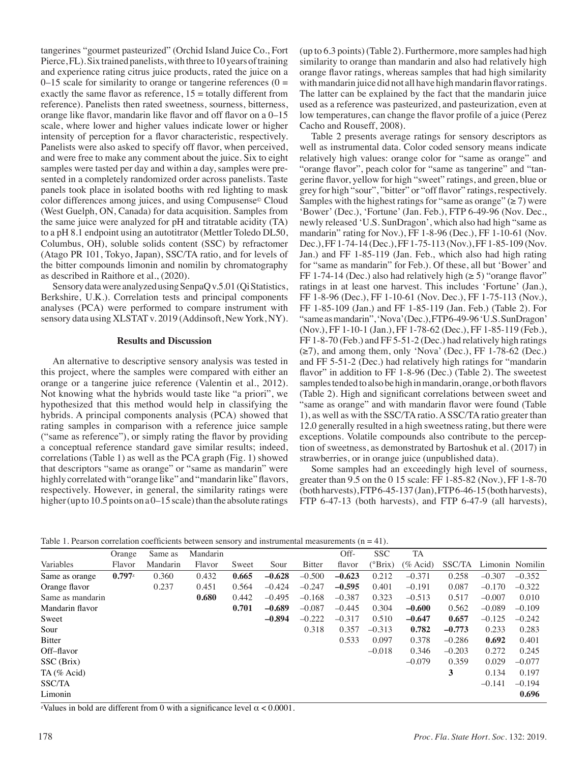tangerines "gourmet pasteurized" (Orchid Island Juice Co., Fort Pierce, FL). Six trained panelists, with three to 10 years of training and experience rating citrus juice products, rated the juice on a 0–15 scale for similarity to orange or tangerine references (0 = exactly the same flavor as reference, 15 = totally different from reference). Panelists then rated sweetness, sourness, bitterness, orange like flavor, mandarin like flavor and off flavor on a 0–15 scale, where lower and higher values indicate lower or higher intensity of perception for a flavor characteristic, respectively. Panelists were also asked to specify off flavor, when perceived, and were free to make any comment about the juice. Six to eight samples were tasted per day and within a day, samples were presented in a completely randomized order across panelists. Taste panels took place in isolated booths with red lighting to mask color differences among juices, and using Compusense© Cloud (West Guelph, ON, Canada) for data acquisition. Samples from the same juice were analyzed for pH and titratable acidity (TA) to a pH 8.1 endpoint using an autotitrator (Mettler Toledo DL50, Columbus, OH), soluble solids content (SSC) by refractomer (Atago PR 101, Tokyo, Japan), SSC/TA ratio, and for levels of the bitter compounds limonin and nomilin by chromatography as described in Raithore et al., (2020).

Sensory data were analyzed using SenpaQ v.5.01 (Qi Statistics, Berkshire, U.K.). Correlation tests and principal components analyses (PCA) were performed to compare instrument with sensory data using XLSTAT v. 2019 (Addinsoft, New York, NY).

## Results and Discussion

An alternative to descriptive sensory analysis was tested in this project, where the samples were compared with either an orange or a tangerine juice reference (Valentin et al., 2012). Not knowing what the hybrids would taste like "a priori", we hypothesized that this method would help in classifying the hybrids. A principal components analysis (PCA) showed that rating samples in comparison with a reference juice sample ("same as reference"), or simply rating the flavor by providing a conceptual reference standard gave similar results; indeed, correlations (Table 1) as well as the PCA graph (Fig. 1) showed that descriptors "same as orange" or "same as mandarin" were highly correlated with "orange like" and "mandarin like" flavors, respectively. However, in general, the similarity ratings were higher (up to 10.5 points on a 0–15 scale) than the absolute ratings (up to 6.3 points) (Table 2). Furthermore, more samples had high similarity to orange than mandarin and also had relatively high orange flavor ratings, whereas samples that had high similarity with mandarin juice did not all have high mandarin flavor ratings. The latter can be explained by the fact that the mandarin juice used as a reference was pasteurized, and pasteurization, even at low temperatures, can change the flavor profile of a juice (Perez Cacho and Rouseff, 2008).

Table 2 presents average ratings for sensory descriptors as well as instrumental data. Color coded sensory means indicate relatively high values: orange color for "same as orange" and "orange flavor", peach color for "same as tangerine" and "tangerine flavor, yellow for high "sweet" ratings, and green, blue or grey for high "sour", "bitter" or "off flavor" ratings, respectively. Samples with the highest ratings for "same as orange" (≥ 7) were 'Bower' (Dec.), 'Fortune' (Jan. Feb.), FTP 6-49-96 (Nov. Dec., newly released 'U.S. SunDragon', which also had high "same as mandarin" rating for Nov.), FF 1-8-96 (Dec.), FF 1-10-61 (Nov. Dec.), FF 1-74-14 (Dec.), FF 1-75-113 (Nov.), FF 1-85-109 (Nov. Jan.) and FF 1-85-119 (Jan. Feb., which also had high rating for "same as mandarin" for Feb.). Of these, all but 'Bower' and FF 1-74-14 (Dec.) also had relatively high (≥ 5) "orange flavor" ratings in at least one harvest. This includes 'Fortune' (Jan.), FF 1-8-96 (Dec.), FF 1-10-61 (Nov. Dec.), FF 1-75-113 (Nov.), FF 1-85-109 (Jan.) and FF 1-85-119 (Jan. Feb.) (Table 2). For "same as mandarin", 'Nova' (Dec.), FTP 6-49-96 'U.S. SunDragon' (Nov.), FF 1-10-1 (Jan.), FF 1-78-62 (Dec.), FF 1-85-119 (Feb.), FF 1-8-70 (Feb.) and FF 5-51-2 (Dec.) had relatively high ratings (≥7), and among them, only 'Nova' (Dec.), FF 1-78-62 (Dec.) and FF 5-51-2 (Dec.) had relatively high ratings for "mandarin flavor" in addition to FF 1-8-96 (Dec.) (Table 2). The sweetest samples tended to also be high in mandarin, orange, or both flavors (Table 2). High and significant correlations between sweet and "same as orange" and with mandarin flavor were found (Table 1), as well as with the SSC/TA ratio. A SSC/TA ratio greater than 12.0 generally resulted in a high sweetness rating, but there were exceptions. Volatile compounds also contribute to the perception of sweetness, as demonstrated by Bartoshuk et al. (2017) in strawberries, or in orange juice (unpublished data).

Some samples had an exceedingly high level of sourness, greater than 9.5 on the 0 15 scale: FF 1-85-82 (Nov.), FF 1-8-70 (both harvests), FTP 6-45-137 (Jan), FTP 6-46-15 (both harvests), FTP 6-47-13 (both harvests), and FTP 6-47-9 (all harvests),

Table 1. Pearson correlation coefficients between sensory and instrumental measurements (n = 41).

| Variables | Orange Flavor | Same as Mandarin | Mandarin Flavor | Sweet | Sour | Bitter | Off-flavor | SSC (°Brix) | TA (% Acid) | SSC/TA | Limonin | Nomilin |
|---|---|---|---|---|---|---|---|---|---|---|---|---|
| Same as orange | **0.797**[z] | 0.360 | 0.432 | **0.665** | **–0.628** | –0.500 | **–0.623** | 0.212 | –0.371 | 0.258 | –0.307 | –0.352 |
| Orange flavor | | 0.237 | 0.451 | 0.564 | –0.424 | –0.247 | **–0.595** | 0.401 | –0.191 | 0.087 | –0.170 | –0.322 |
| Same as mandarin | | | **0.680** | 0.442 | –0.495 | –0.168 | –0.387 | 0.323 | –0.513 | 0.517 | –0.007 | 0.010 |
| Mandarin flavor | | | | **0.701** | **–0.689** | –0.087 | –0.445 | 0.304 | **–0.600** | 0.562 | –0.089 | –0.109 |
| Sweet | | | | | **–0.894** | –0.222 | –0.317 | 0.510 | **–0.647** | **0.657** | –0.125 | –0.242 |
| Sour | | | | | | 0.318 | 0.357 | –0.313 | **0.782** | **–0.773** | 0.233 | 0.283 |
| Bitter | | | | | | | 0.533 | 0.097 | 0.378 | –0.286 | **0.692** | 0.401 |
| Off–flavor | | | | | | | | –0.018 | 0.346 | –0.203 | 0.272 | 0.245 |
| SSC (Brix) | | | | | | | | | –0.079 | 0.359 | 0.029 | –0.077 |
| TA (% Acid) | | | | | | | | | | **3** | 0.134 | 0.197 |
| SSC/TA | | | | | | | | | | | –0.141 | –0.194 |
| Limonin | | | | | | | | | | | | **0.696** |

[z]Values in bold are different from 0 with a significance level α < 0.0001.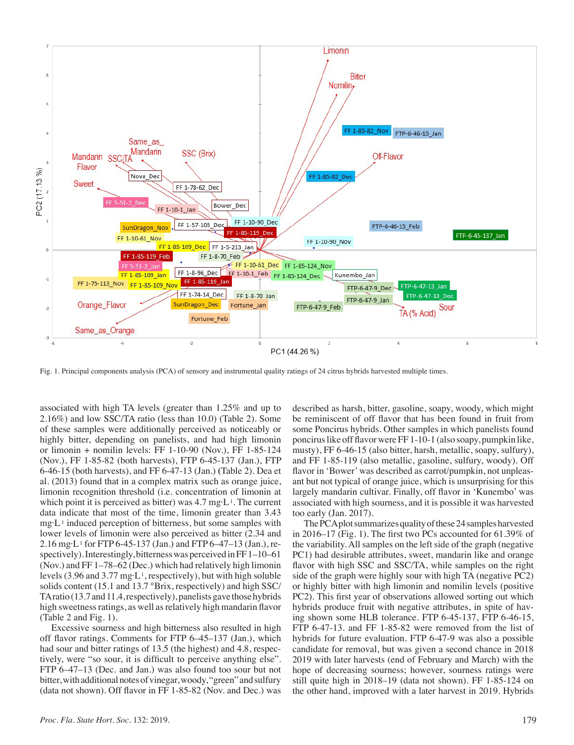Fig. 1. Principal components analysis (PCA) of sensory and instrumental quality ratings of 24 citrus hybrids harvested multiple times.

associated with high TA levels (greater than 1.25% and up to 2.16%) and low SSC/TA ratio (less than 10.0) (Table 2). Some of these samples were additionally perceived as noticeably or highly bitter, depending on panelists, and had high limonin or limonin + nomilin levels: FF 1-10-90 (Nov.), FF 1-85-124 (Nov.), FF 1-85-82 (both harvests), FTP 6-45-137 (Jan.), FTP 6-46-15 (both harvests), and FF 6-47-13 (Jan.) (Table 2). Dea et al. (2013) found that in a complex matrix such as orange juice, limonin recognition threshold (i.e. concentration of limonin at which point it is perceived as bitter) was 4.7 mg·L$^{-1}$. The current data indicate that most of the time, limonin greater than 3.43 mg·L$^{-1}$ induced perception of bitterness, but some samples with lower levels of limonin were also perceived as bitter (2.34 and 2.16 mg·L$^{-1}$ for FTP 6-45-137 (Jan.) and FTP 6–47–13 (Jan.), respectively). Interestingly, bitterness was perceived in FF 1–10–61 (Nov.) and FF 1–78–62 (Dec.) which had relatively high limonin levels (3.96 and 3.77 mg·L$^{-1}$, respectively), but with high soluble solids content (15.1 and 13.7 °Brix, respectively) and high SSC/TA ratio (13.7 and 11.4, respectively), panelists gave those hybrids high sweetness ratings, as well as relatively high mandarin flavor (Table 2 and Fig. 1).

Excessive sourness and high bitterness also resulted in high off flavor ratings. Comments for FTP 6–45–137 (Jan.), which had sour and bitter ratings of 13.5 (the highest) and 4.8, respectively, were "so sour, it is difficult to perceive anything else". FTP 6–47–13 (Dec. and Jan.) was also found too sour but not bitter, with additional notes of vinegar, woody, "green" and sulfury (data not shown). Off flavor in FF 1-85-82 (Nov. and Dec.) was described as harsh, bitter, gasoline, soapy, woody, which might be reminiscent of off flavor that has been found in fruit from some Poncirus hybrids. Other samples in which panelists found poncirus like off flavor were FF 1-10-1 (also soapy, pumpkin like, musty), FF 6-46-15 (also bitter, harsh, metallic, soapy, sulfury), and FF 1-85-119 (also metallic, gasoline, sulfury, woody). Off flavor in 'Bower' was described as carrot/pumpkin, not unpleasant but not typical of orange juice, which is unsurprising for this largely mandarin cultivar. Finally, off flavor in 'Kunembo' was associated with high sourness, and it is possible it was harvested too early (Jan. 2017).

The PCA plot summarizes quality of these 24 samples harvested in 2016–17 (Fig. 1). The first two PCs accounted for 61.39% of the variability. All samples on the left side of the graph (negative PC1) had desirable attributes, sweet, mandarin like and orange flavor with high SSC and SSC/TA, while samples on the right side of the graph were highly sour with high TA (negative PC2) or highly bitter with high limonin and nomilin levels (positive PC2). This first year of observations allowed sorting out which hybrids produce fruit with negative attributes, in spite of having shown some HLB tolerance. FTP 6-45-137, FTP 6-46-15, FTP 6-47-13. and FF 1-85-82 were removed from the list of hybrids for future evaluation. FTP 6-47-9 was also a possible candidate for removal, but was given a second chance in 2018 2019 with later harvests (end of February and March) with the hope of decreasing sourness; however, sourness ratings were still quite high in 2018–19 (data not shown). FF 1-85-124 on the other hand, improved with a later harvest in 2019. Hybrids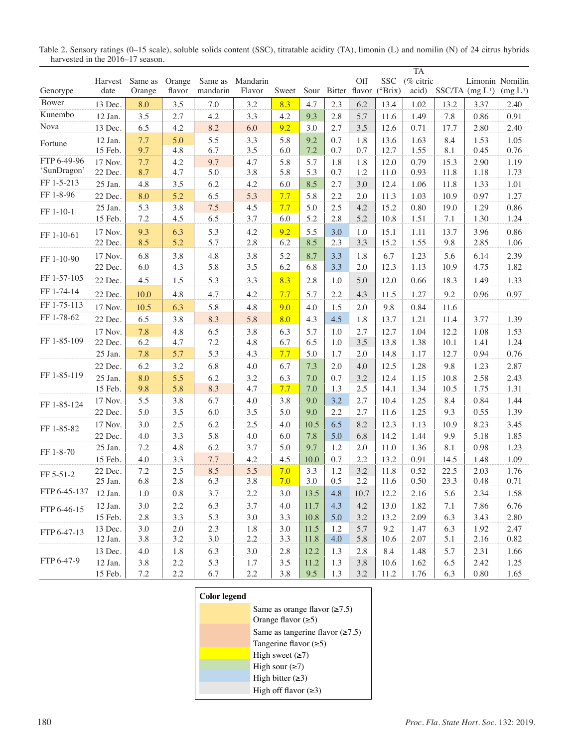Table 2. Sensory ratings (0–15 scale), soluble solids content (SSC), titratable acidity (TA), limonin (L) and nomilin (N) of 24 citrus hybrids harvested in the 2016–17 season.

| Genotype | Harvest date | Same as Orange | Orange flavor | Same as mandarin | Mandarin Flavor | Sweet | Sour | Bitter | Off flavor | SSC (°Brix) | TA (% citric acid) | SSC/TA | Limonin (mg L-1) | Nomilin (mg L-1) |
|---|---|---|---|---|---|---|---|---|---|---|---|---|---|---|
| Bower | 13 Dec. | 8.0 | 3.5 | 7.0 | 3.2 | 8.3 | 4.7 | 2.3 | 6.2 | 13.4 | 1.02 | 13.2 | 3.37 | 2.40 |
| Kunembo | 12 Jan. | 3.5 | 2.7 | 4.2 | 3.3 | 4.2 | 9.3 | 2.8 | 5.7 | 11.6 | 1.49 | 7.8 | 0.86 | 0.91 |
| Nova | 13 Dec. | 6.5 | 4.2 | 8.2 | 6.0 | 9.2 | 3.0 | 2.7 | 3.5 | 12.6 | 0.71 | 17.7 | 2.80 | 2.40 |
| Fortune | 12 Jan. | 7.7 | 5.0 | 5.5 | 3.3 | 5.8 | 9.2 | 0.7 | 1.8 | 13.6 | 1.63 | 8.4 | 1.53 | 1.05 |
| | 15 Feb. | 9.7 | 4.8 | 6.7 | 3.5 | 6.0 | 7.2 | 0.7 | 0.7 | 12.7 | 1.55 | 8.1 | 0.45 | 0.76 |
| FTP 6-49-96 | 17 Nov. | 7.7 | 4.2 | 9.7 | 4.7 | 5.8 | 5.7 | 1.8 | 1.8 | 12.0 | 0.79 | 15.3 | 2.90 | 1.19 |
| 'SunDragon' | 22 Dec. | 8.7 | 4.7 | 5.0 | 3.8 | 5.8 | 5.3 | 0.7 | 1.2 | 11.0 | 0.93 | 11.8 | 1.18 | 1.73 |
| FF 1-5-213 | 25 Jan. | 4.8 | 3.5 | 6.2 | 4.2 | 6.0 | 8.5 | 2.7 | 3.0 | 12.4 | 1.06 | 11.8 | 1.33 | 1.01 |
| FF 1-8-96 | 22 Dec. | 8.0 | 5.2 | 6.5 | 5.3 | 7.7 | 5.8 | 2.2 | 2.0 | 11.3 | 1.03 | 10.9 | 0.97 | 1.27 |
| FF 1-10-1 | 25 Jan. | 5.3 | 3.8 | 7.5 | 4.5 | 7.7 | 5.0 | 2.5 | 4.2 | 15.2 | 0.80 | 19.0 | 1.29 | 0.86 |
| | 15 Feb. | 7.2 | 4.5 | 6.5 | 3.7 | 6.0 | 5.2 | 2.8 | 5.2 | 10.8 | 1.51 | 7.1 | 1.30 | 1.24 |
| FF 1-10-61 | 17 Nov. | 9.3 | 6.3 | 5.3 | 4.2 | 9.2 | 5.5 | 3.0 | 1.0 | 15.1 | 1.11 | 13.7 | 3.96 | 0.86 |
| | 22 Dec. | 8.5 | 5.2 | 5.7 | 2.8 | 6.2 | 8.5 | 2.3 | 3.3 | 15.2 | 1.55 | 9.8 | 2.85 | 1.06 |
| FF 1-10-90 | 17 Nov. | 6.8 | 3.8 | 4.8 | 3.8 | 5.2 | 8.7 | 3.3 | 1.8 | 6.7 | 1.23 | 5.6 | 6.14 | 2.39 |
| | 22 Dec. | 6.0 | 4.3 | 5.8 | 3.5 | 6.2 | 6.8 | 3.3 | 2.0 | 12.3 | 1.13 | 10.9 | 4.75 | 1.82 |
| FF 1-57-105 | 22 Dec. | 4.5 | 1.5 | 5.3 | 3.3 | 8.3 | 2.8 | 1.0 | 5.0 | 12.0 | 0.66 | 18.3 | 1.49 | 1.33 |
| FF 1-74-14 | 22 Dec. | 10.0 | 4.8 | 4.7 | 4.2 | 7.7 | 5.7 | 2.2 | 4.3 | 11.5 | 1.27 | 9.2 | 0.96 | 0.97 |
| FF 1-75-113 | 17 Nov. | 10.5 | 6.3 | 5.8 | 4.8 | 9.0 | 4.0 | 1.5 | 2.0 | 9.8 | 0.84 | 11.6 | | |
| FF 1-78-62 | 22 Dec. | 6.5 | 3.8 | 8.3 | 5.8 | 8.0 | 4.3 | 4.5 | 1.8 | 13.7 | 1.21 | 11.4 | 3.77 | 1.39 |
| FF 1-85-109 | 17 Nov. | 7.8 | 4.8 | 6.5 | 3.8 | 6.3 | 5.7 | 1.0 | 2.7 | 12.7 | 1.04 | 12.2 | 1.08 | 1.53 |
| | 22 Dec. | 6.2 | 4.7 | 7.2 | 4.8 | 6.7 | 6.5 | 1.0 | 3.5 | 13.8 | 1.38 | 10.1 | 1.41 | 1.24 |
| | 25 Jan. | 7.8 | 5.7 | 5.3 | 4.3 | 7.7 | 5.0 | 1.7 | 2.0 | 14.8 | 1.17 | 12.7 | 0.94 | 0.76 |
| FF 1-85-119 | 22 Dec. | 6.2 | 3.2 | 6.8 | 4.0 | 6.7 | 7.3 | 2.0 | 4.0 | 12.5 | 1.28 | 9.8 | 1.23 | 2.87 |
| | 25 Jan. | 8.0 | 5.5 | 6.2 | 3.2 | 6.3 | 7.0 | 0.7 | 3.2 | 12.4 | 1.15 | 10.8 | 2.58 | 2.43 |
| | 15 Feb. | 9.8 | 5.8 | 8.3 | 4.7 | 7.7 | 7.0 | 1.3 | 2.5 | 14.1 | 1.34 | 10.5 | 1.75 | 1.31 |
| FF 1-85-124 | 17 Nov. | 5.5 | 3.8 | 6.7 | 4.0 | 3.8 | 9.0 | 3.2 | 2.7 | 10.4 | 1.25 | 8.4 | 0.84 | 1.44 |
| | 22 Dec. | 5.0 | 3.5 | 6.0 | 3.5 | 5.0 | 9.0 | 2.2 | 2.7 | 11.6 | 1.25 | 9.3 | 0.55 | 1.39 |
| FF 1-85-82 | 17 Nov. | 3.0 | 2.5 | 6.2 | 2.5 | 4.0 | 10.5 | 6.5 | 8.2 | 12.3 | 1.13 | 10.9 | 8.23 | 3.45 |
| | 22 Dec. | 4.0 | 3.3 | 5.8 | 4.0 | 6.0 | 7.8 | 5.0 | 6.8 | 14.2 | 1.44 | 9.9 | 5.18 | 1.85 |
| FF 1-8-70 | 25 Jan. | 7.2 | 4.8 | 6.2 | 3.7 | 5.0 | 9.7 | 1.2 | 2.0 | 11.0 | 1.36 | 8.1 | 0.98 | 1.23 |
| | 15 Feb. | 4.0 | 3.3 | 7.7 | 4.2 | 4.5 | 10.0 | 0.7 | 2.2 | 13.2 | 0.91 | 14.5 | 1.48 | 1.09 |
| FF 5-51-2 | 22 Dec. | 7.2 | 2.5 | 8.5 | 5.5 | 7.0 | 3.3 | 1.2 | 3.2 | 11.8 | 0.52 | 22.5 | 2.03 | 1.76 |
| | 25 Jan. | 6.8 | 2.8 | 6.3 | 3.8 | 7.0 | 3.0 | 0.5 | 2.2 | 11.6 | 0.50 | 23.3 | 0.48 | 0.71 |
| FTP 6-45-137 | 12 Jan. | 1.0 | 0.8 | 3.7 | 2.2 | 3.0 | 13.5 | 4.8 | 10.7 | 12.2 | 2.16 | 5.6 | 2.34 | 1.58 |
| FTP 6-46-15 | 12 Jan. | 3.0 | 2.2 | 6.3 | 3.7 | 4.0 | 11.7 | 4.3 | 4.2 | 13.0 | 1.82 | 7.1 | 7.86 | 6.76 |
| | 15 Feb. | 2.8 | 3.3 | 5.3 | 3.0 | 3.3 | 10.8 | 5.0 | 3.2 | 13.2 | 2.09 | 6.3 | 3.43 | 2.80 |
| FTP 6-47-13 | 13 Dec. | 3.0 | 2.0 | 2.3 | 1.8 | 3.0 | 11.5 | 1.2 | 5.7 | 9.2 | 1.47 | 6.3 | 1.92 | 2.47 |
| | 12 Jan. | 3.8 | 3.2 | 3.0 | 2.2 | 3.3 | 11.8 | 4.0 | 5.8 | 10.6 | 2.07 | 5.1 | 2.16 | 0.82 |
| FTP 6-47-9 | 13 Dec. | 4.0 | 1.8 | 6.3 | 3.0 | 2.8 | 12.2 | 1.3 | 2.8 | 8.4 | 1.48 | 5.7 | 2.31 | 1.66 |
| | 12 Jan. | 3.8 | 2.2 | 5.3 | 1.7 | 3.5 | 11.2 | 1.3 | 3.8 | 10.6 | 1.62 | 6.5 | 2.42 | 1.25 |
| | 15 Feb. | 7.2 | 2.2 | 6.7 | 2.2 | 3.8 | 9.5 | 1.3 | 3.2 | 11.2 | 1.76 | 6.3 | 0.80 | 1.65 |

**Color legend**

- Same as orange flavor (≥7.5)
- Orange flavor (≥5)
- Same as tangerine flavor (≥7.5)
- Tangerine flavor (≥5)
- High sweet (≥7)
- High sour (≥7)
- High bitter (≥3)
- High off flavor (≥3)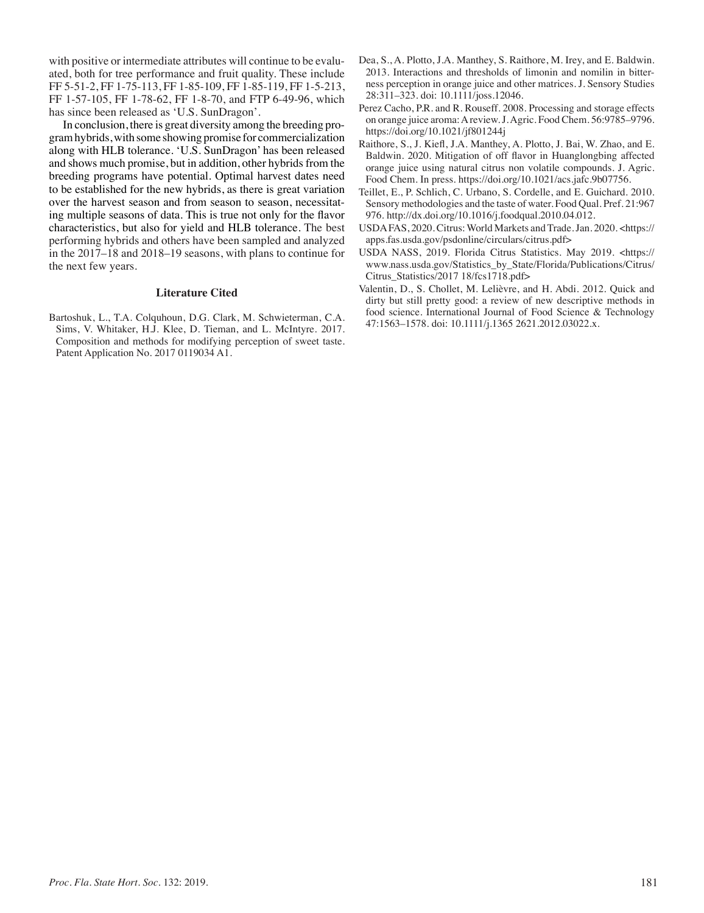with positive or intermediate attributes will continue to be evaluated, both for tree performance and fruit quality. These include FF 5-51-2, FF 1-75-113, FF 1-85-109, FF 1-85-119, FF 1-5-213, FF 1-57-105, FF 1-78-62, FF 1-8-70, and FTP 6-49-96, which has since been released as 'U.S. SunDragon'.

In conclusion, there is great diversity among the breeding program hybrids, with some showing promise for commercialization along with HLB tolerance. 'U.S. SunDragon' has been released and shows much promise, but in addition, other hybrids from the breeding programs have potential. Optimal harvest dates need to be established for the new hybrids, as there is great variation over the harvest season and from season to season, necessitating multiple seasons of data. This is true not only for the flavor characteristics, but also for yield and HLB tolerance. The best performing hybrids and others have been sampled and analyzed in the 2017–18 and 2018–19 seasons, with plans to continue for the next few years.

## Literature Cited

Bartoshuk, L., T.A. Colquhoun, D.G. Clark, M. Schwieterman, C.A. Sims, V. Whitaker, H.J. Klee, D. Tieman, and L. McIntyre. 2017. Composition and methods for modifying perception of sweet taste. Patent Application No. 2017 0119034 A1.

Dea, S., A. Plotto, J.A. Manthey, S. Raithore, M. Irey, and E. Baldwin. 2013. Interactions and thresholds of limonin and nomilin in bitterness perception in orange juice and other matrices. J. Sensory Studies 28:311–323. doi: 10.1111/joss.12046.

Perez Cacho, P.R. and R. Rouseff. 2008. Processing and storage effects on orange juice aroma: A review. J. Agric. Food Chem. 56:9785–9796. https://doi.org/10.1021/jf801244j

Raithore, S., J. Kiefl, J.A. Manthey, A. Plotto, J. Bai, W. Zhao, and E. Baldwin. 2020. Mitigation of off flavor in Huanglongbing affected orange juice using natural citrus non volatile compounds. J. Agric. Food Chem. In press. https://doi.org/10.1021/acs.jafc.9b07756.

Teillet, E., P. Schlich, C. Urbano, S. Cordelle, and E. Guichard. 2010. Sensory methodologies and the taste of water. Food Qual. Pref. 21:967 976. http://dx.doi.org/10.1016/j.foodqual.2010.04.012.

USDA FAS, 2020. Citrus: World Markets and Trade. Jan. 2020. <https://apps.fas.usda.gov/psdonline/circulars/citrus.pdf>

USDA NASS, 2019. Florida Citrus Statistics. May 2019. <https://www.nass.usda.gov/Statistics_by_State/Florida/Publications/Citrus/Citrus_Statistics/2017 18/fcs1718.pdf>

Valentin, D., S. Chollet, M. Lelièvre, and H. Abdi. 2012. Quick and dirty but still pretty good: a review of new descriptive methods in food science. International Journal of Food Science & Technology 47:1563–1578. doi: 10.1111/j.1365 2621.2012.03022.x.